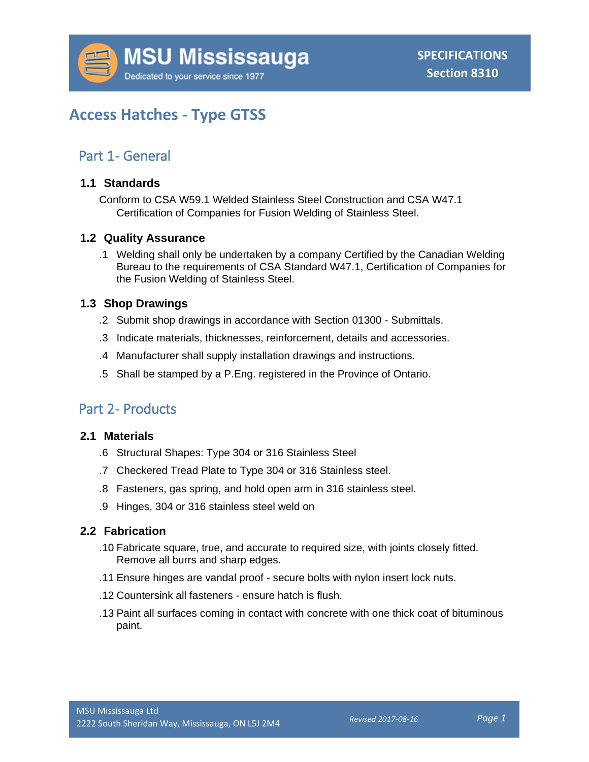# Access Hatches - Type GTSS

SPECIFICATIONS
Section 8310

## Part 1- General

### 1.1 Standards

Conform to CSA W59.1 Welded Stainless Steel Construction and CSA W47.1 Certification of Companies for Fusion Welding of Stainless Steel.

### 1.2 Quality Assurance

.1 Welding shall only be undertaken by a company Certified by the Canadian Welding Bureau to the requirements of CSA Standard W47.1, Certification of Companies for the Fusion Welding of Stainless Steel.

### 1.3 Shop Drawings

.2 Submit shop drawings in accordance with Section 01300 - Submittals.

.3 Indicate materials, thicknesses, reinforcement, details and accessories.

.4 Manufacturer shall supply installation drawings and instructions.

.5 Shall be stamped by a P.Eng. registered in the Province of Ontario.

## Part 2- Products

### 2.1 Materials

.6 Structural Shapes: Type 304 or 316 Stainless Steel

.7 Checkered Tread Plate to Type 304 or 316 Stainless steel.

.8 Fasteners, gas spring, and hold open arm in 316 stainless steel.

.9 Hinges, 304 or 316 stainless steel weld on

### 2.2 Fabrication

.10 Fabricate square, true, and accurate to required size, with joints closely fitted. Remove all burrs and sharp edges.

.11 Ensure hinges are vandal proof - secure bolts with nylon insert lock nuts.

.12 Countersink all fasteners - ensure hatch is flush.

.13 Paint all surfaces coming in contact with concrete with one thick coat of bituminous paint.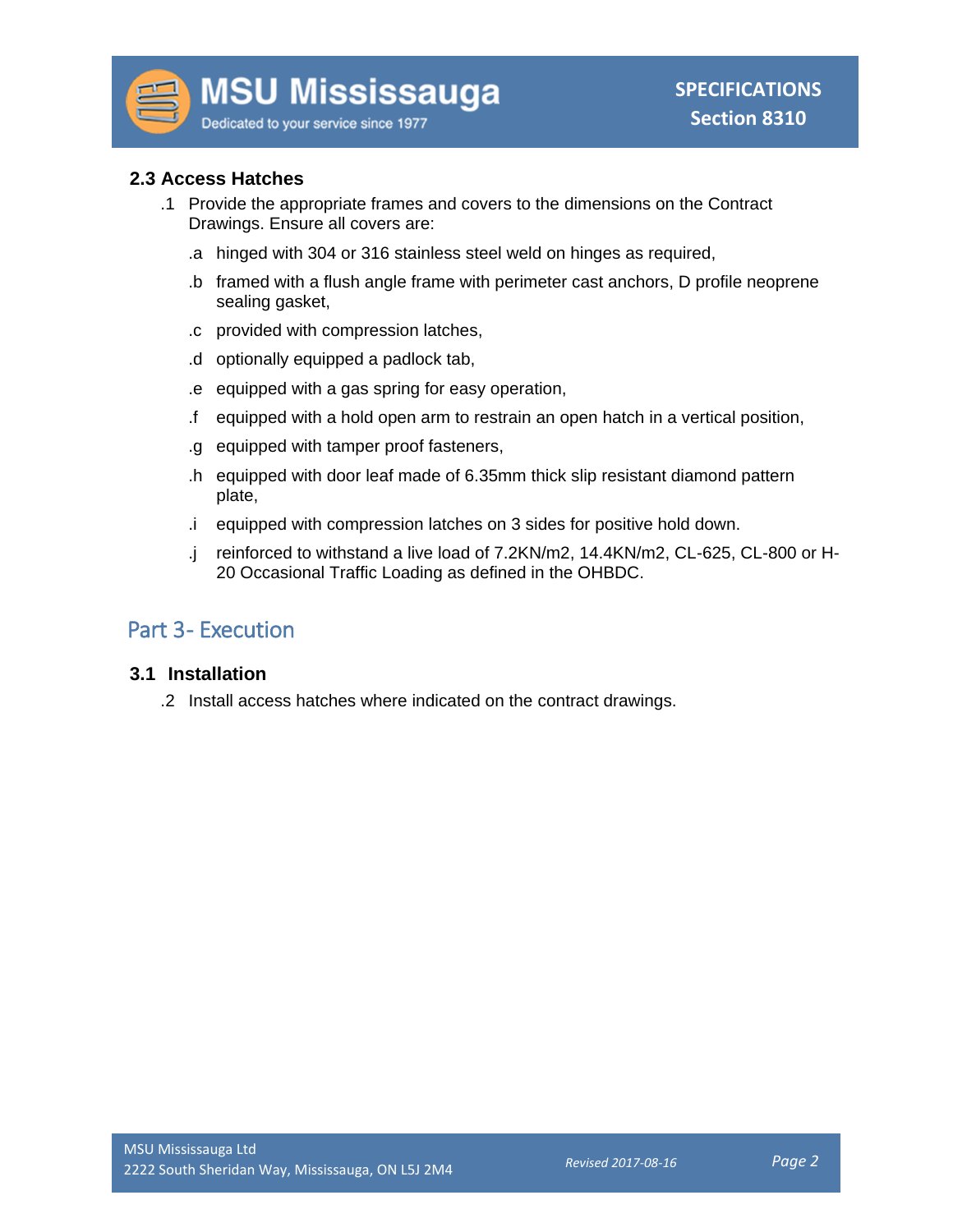### 2.3 Access Hatches

.1 Provide the appropriate frames and covers to the dimensions on the Contract Drawings. Ensure all covers are:

.a hinged with 304 or 316 stainless steel weld on hinges as required,

.b framed with a flush angle frame with perimeter cast anchors, D profile neoprene sealing gasket,

.c provided with compression latches,

.d optionally equipped a padlock tab,

.e equipped with a gas spring for easy operation,

.f equipped with a hold open arm to restrain an open hatch in a vertical position,

.g equipped with tamper proof fasteners,

.h equipped with door leaf made of 6.35mm thick slip resistant diamond pattern plate,

.i equipped with compression latches on 3 sides for positive hold down.

.j reinforced to withstand a live load of 7.2KN/m2, 14.4KN/m2, CL-625, CL-800 or H-20 Occasional Traffic Loading as defined in the OHBDC.

## Part 3- Execution

### 3.1 Installation

.2 Install access hatches where indicated on the contract drawings.